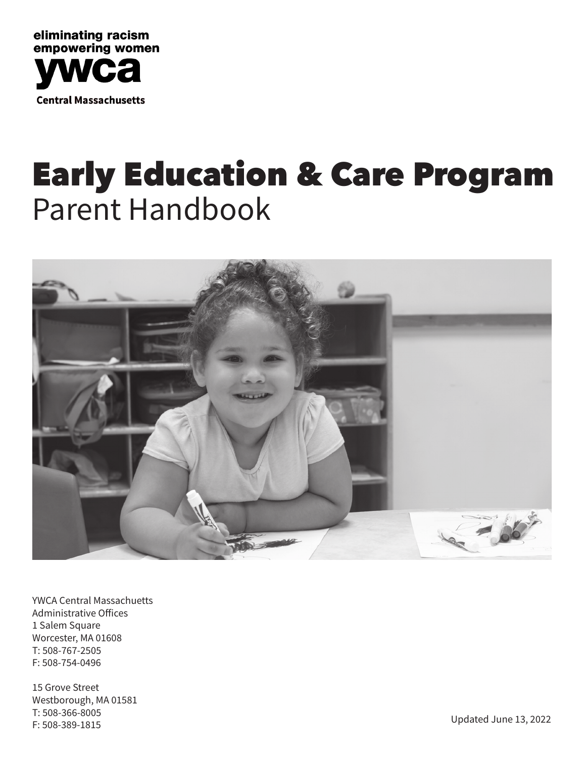eliminating racism
empowering women

ywca

Central Massachusetts

# Early Education & Care Program
## Parent Handbook

YWCA Central Massachuetts
Administrative Offices
1 Salem Square
Worcester, MA 01608
T: 508-767-2505
F: 508-754-0496

15 Grove Street
Westborough, MA 01581
T: 508-366-8005
F: 508-389-1815

Updated June 13, 2022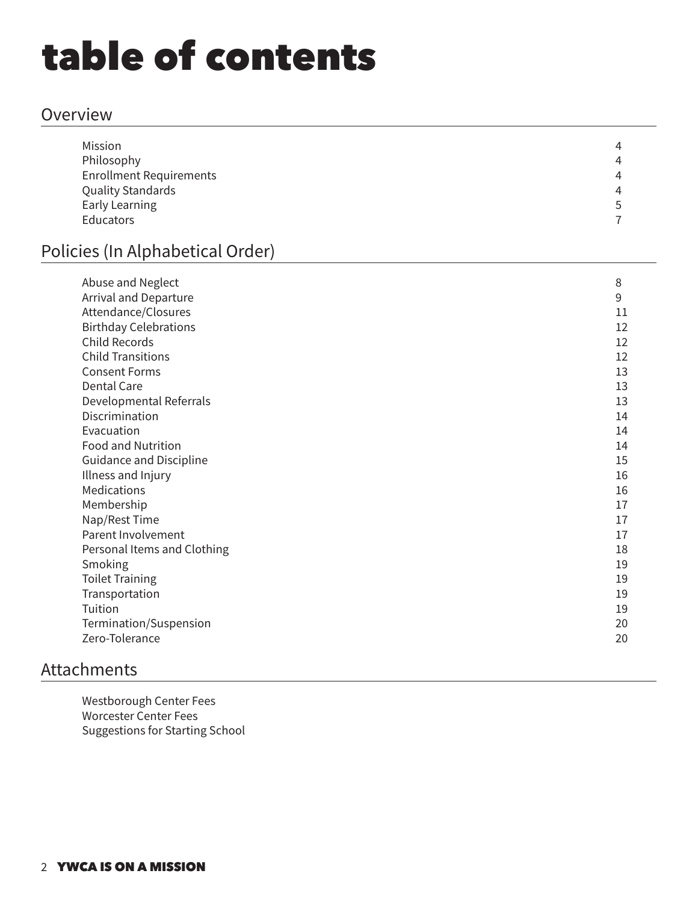# table of contents

## Overview

| | |
|---|---|
| Mission | 4 |
| Philosophy | 4 |
| Enrollment Requirements | 4 |
| Quality Standards | 4 |
| Early Learning | 5 |
| Educators | 7 |

## Policies (In Alphabetical Order)

| | |
|---|---|
| Abuse and Neglect | 8 |
| Arrival and Departure | 9 |
| Attendance/Closures | 11 |
| Birthday Celebrations | 12 |
| Child Records | 12 |
| Child Transitions | 12 |
| Consent Forms | 13 |
| Dental Care | 13 |
| Developmental Referrals | 13 |
| Discrimination | 14 |
| Evacuation | 14 |
| Food and Nutrition | 14 |
| Guidance and Discipline | 15 |
| Illness and Injury | 16 |
| Medications | 16 |
| Membership | 17 |
| Nap/Rest Time | 17 |
| Parent Involvement | 17 |
| Personal Items and Clothing | 18 |
| Smoking | 19 |
| Toilet Training | 19 |
| Transportation | 19 |
| Tuition | 19 |
| Termination/Suspension | 20 |
| Zero-Tolerance | 20 |

## Attachments

Westborough Center Fees
Worcester Center Fees
Suggestions for Starting School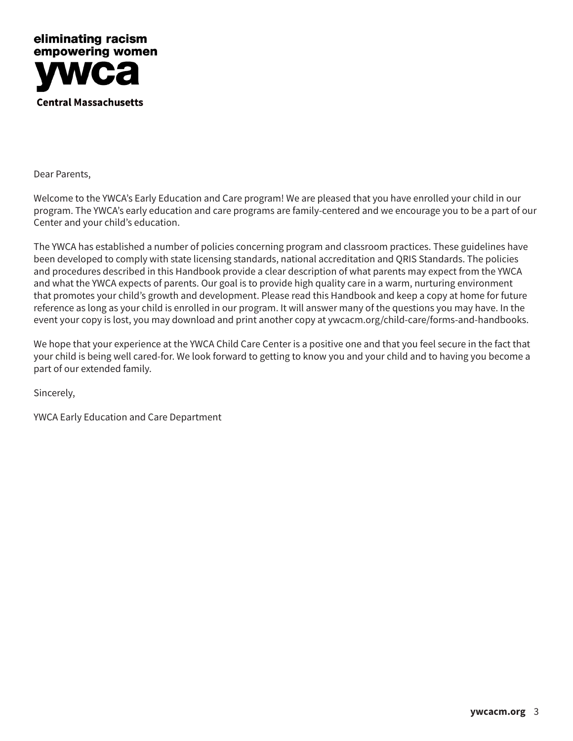eliminating racism
empowering women
**ywca**
**Central Massachusetts**

Dear Parents,

Welcome to the YWCA's Early Education and Care program! We are pleased that you have enrolled your child in our program. The YWCA's early education and care programs are family-centered and we encourage you to be a part of our Center and your child's education.

The YWCA has established a number of policies concerning program and classroom practices. These guidelines have been developed to comply with state licensing standards, national accreditation and QRIS Standards. The policies and procedures described in this Handbook provide a clear description of what parents may expect from the YWCA and what the YWCA expects of parents. Our goal is to provide high quality care in a warm, nurturing environment that promotes your child's growth and development. Please read this Handbook and keep a copy at home for future reference as long as your child is enrolled in our program. It will answer many of the questions you may have. In the event your copy is lost, you may download and print another copy at ywcacm.org/child-care/forms-and-handbooks.

We hope that your experience at the YWCA Child Care Center is a positive one and that you feel secure in the fact that your child is being well cared-for. We look forward to getting to know you and your child and to having you become a part of our extended family.

Sincerely,

YWCA Early Education and Care Department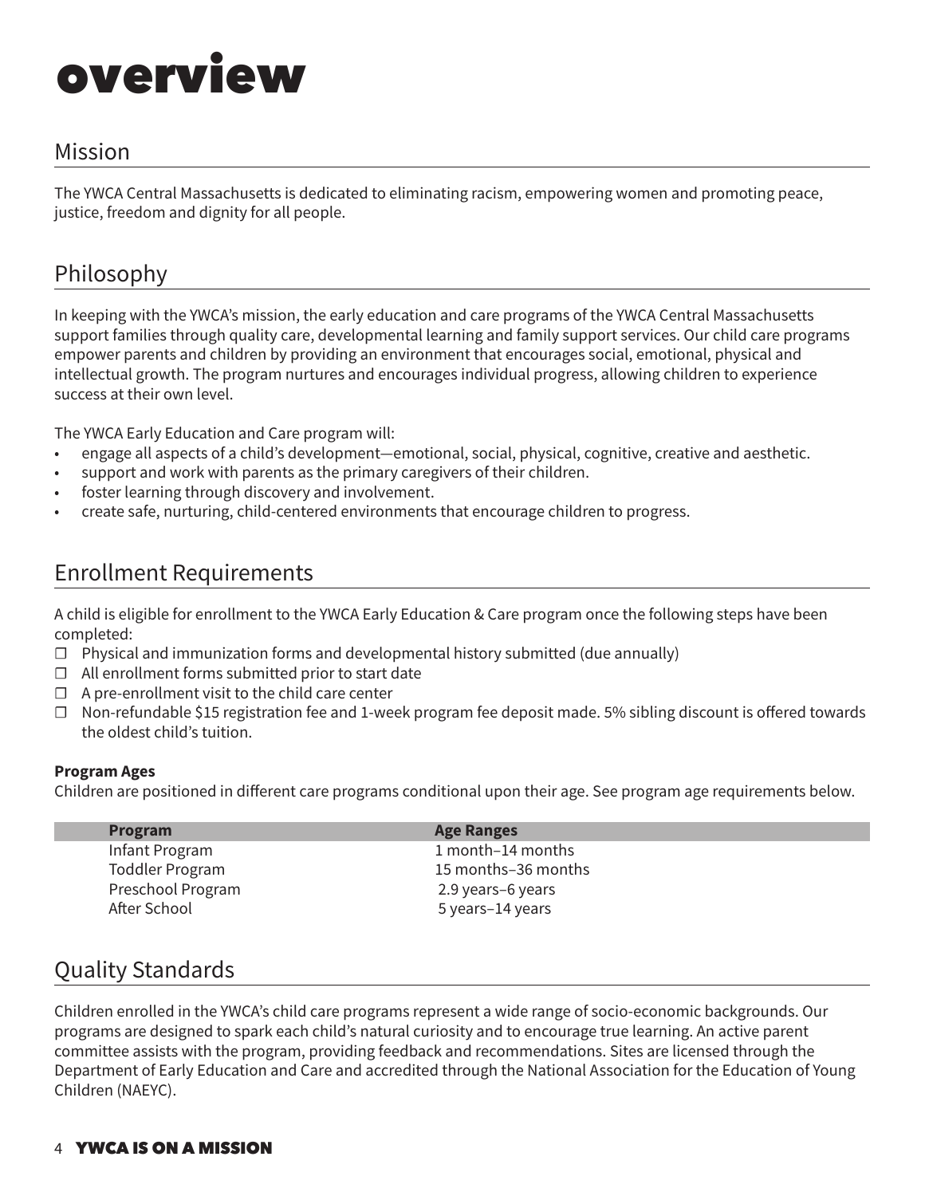# overview

## Mission

The YWCA Central Massachusetts is dedicated to eliminating racism, empowering women and promoting peace, justice, freedom and dignity for all people.

## Philosophy

In keeping with the YWCA's mission, the early education and care programs of the YWCA Central Massachusetts support families through quality care, developmental learning and family support services. Our child care programs empower parents and children by providing an environment that encourages social, emotional, physical and intellectual growth. The program nurtures and encourages individual progress, allowing children to experience success at their own level.

The YWCA Early Education and Care program will:

- engage all aspects of a child's development—emotional, social, physical, cognitive, creative and aesthetic.
- support and work with parents as the primary caregivers of their children.
- foster learning through discovery and involvement.
- create safe, nurturing, child-centered environments that encourage children to progress.

## Enrollment Requirements

A child is eligible for enrollment to the YWCA Early Education & Care program once the following steps have been completed:

- ☐ Physical and immunization forms and developmental history submitted (due annually)
- ☐ All enrollment forms submitted prior to start date
- ☐ A pre-enrollment visit to the child care center
- ☐ Non-refundable $15 registration fee and 1-week program fee deposit made. 5% sibling discount is offered towards the oldest child's tuition.

**Program Ages**

Children are positioned in different care programs conditional upon their age. See program age requirements below.

| Program | Age Ranges |
|---|---|
| Infant Program | 1 month–14 months |
| Toddler Program | 15 months–36 months |
| Preschool Program | 2.9 years–6 years |
| After School | 5 years–14 years |

## Quality Standards

Children enrolled in the YWCA's child care programs represent a wide range of socio-economic backgrounds. Our programs are designed to spark each child's natural curiosity and to encourage true learning. An active parent committee assists with the program, providing feedback and recommendations. Sites are licensed through the Department of Early Education and Care and accredited through the National Association for the Education of Young Children (NAEYC).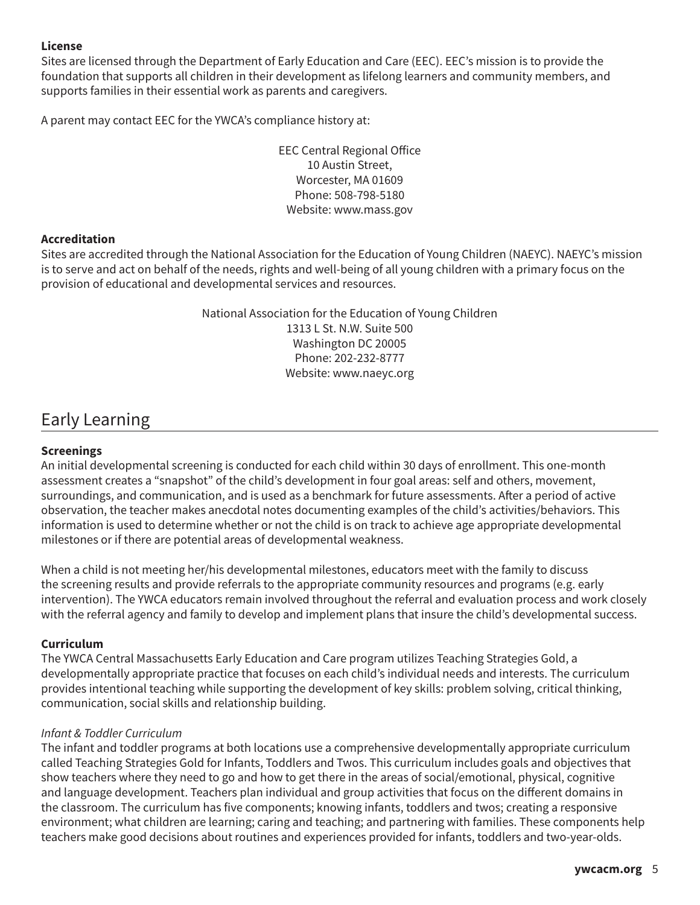**License**

Sites are licensed through the Department of Early Education and Care (EEC). EEC's mission is to provide the foundation that supports all children in their development as lifelong learners and community members, and supports families in their essential work as parents and caregivers.

A parent may contact EEC for the YWCA's compliance history at:

EEC Central Regional Office  
10 Austin Street,  
Worcester, MA 01609  
Phone: 508-798-5180  
Website: www.mass.gov

**Accreditation**

Sites are accredited through the National Association for the Education of Young Children (NAEYC). NAEYC's mission is to serve and act on behalf of the needs, rights and well-being of all young children with a primary focus on the provision of educational and developmental services and resources.

National Association for the Education of Young Children  
1313 L St. N.W. Suite 500  
Washington DC 20005  
Phone: 202-232-8777  
Website: www.naeyc.org

## Early Learning

**Screenings**

An initial developmental screening is conducted for each child within 30 days of enrollment. This one-month assessment creates a "snapshot" of the child's development in four goal areas: self and others, movement, surroundings, and communication, and is used as a benchmark for future assessments. After a period of active observation, the teacher makes anecdotal notes documenting examples of the child's activities/behaviors. This information is used to determine whether or not the child is on track to achieve age appropriate developmental milestones or if there are potential areas of developmental weakness.

When a child is not meeting her/his developmental milestones, educators meet with the family to discuss the screening results and provide referrals to the appropriate community resources and programs (e.g. early intervention). The YWCA educators remain involved throughout the referral and evaluation process and work closely with the referral agency and family to develop and implement plans that insure the child's developmental success.

**Curriculum**

The YWCA Central Massachusetts Early Education and Care program utilizes Teaching Strategies Gold, a developmentally appropriate practice that focuses on each child's individual needs and interests. The curriculum provides intentional teaching while supporting the development of key skills: problem solving, critical thinking, communication, social skills and relationship building.

*Infant & Toddler Curriculum*

The infant and toddler programs at both locations use a comprehensive developmentally appropriate curriculum called Teaching Strategies Gold for Infants, Toddlers and Twos. This curriculum includes goals and objectives that show teachers where they need to go and how to get there in the areas of social/emotional, physical, cognitive and language development. Teachers plan individual and group activities that focus on the different domains in the classroom. The curriculum has five components; knowing infants, toddlers and twos; creating a responsive environment; what children are learning; caring and teaching; and partnering with families. These components help teachers make good decisions about routines and experiences provided for infants, toddlers and two-year-olds.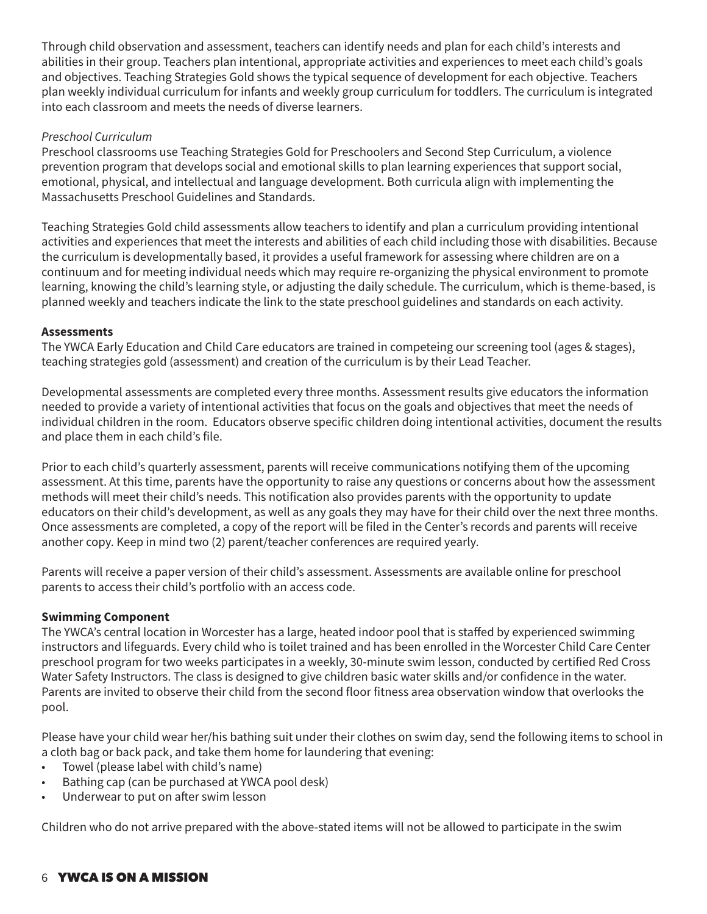Through child observation and assessment, teachers can identify needs and plan for each child's interests and abilities in their group. Teachers plan intentional, appropriate activities and experiences to meet each child's goals and objectives. Teaching Strategies Gold shows the typical sequence of development for each objective. Teachers plan weekly individual curriculum for infants and weekly group curriculum for toddlers. The curriculum is integrated into each classroom and meets the needs of diverse learners.

*Preschool Curriculum*
Preschool classrooms use Teaching Strategies Gold for Preschoolers and Second Step Curriculum, a violence prevention program that develops social and emotional skills to plan learning experiences that support social, emotional, physical, and intellectual and language development. Both curricula align with implementing the Massachusetts Preschool Guidelines and Standards.

Teaching Strategies Gold child assessments allow teachers to identify and plan a curriculum providing intentional activities and experiences that meet the interests and abilities of each child including those with disabilities. Because the curriculum is developmentally based, it provides a useful framework for assessing where children are on a continuum and for meeting individual needs which may require re-organizing the physical environment to promote learning, knowing the child's learning style, or adjusting the daily schedule. The curriculum, which is theme-based, is planned weekly and teachers indicate the link to the state preschool guidelines and standards on each activity.

**Assessments**
The YWCA Early Education and Child Care educators are trained in competeing our screening tool (ages & stages), teaching strategies gold (assessment) and creation of the curriculum is by their Lead Teacher.

Developmental assessments are completed every three months. Assessment results give educators the information needed to provide a variety of intentional activities that focus on the goals and objectives that meet the needs of individual children in the room. Educators observe specific children doing intentional activities, document the results and place them in each child's file.

Prior to each child's quarterly assessment, parents will receive communications notifying them of the upcoming assessment. At this time, parents have the opportunity to raise any questions or concerns about how the assessment methods will meet their child's needs. This notification also provides parents with the opportunity to update educators on their child's development, as well as any goals they may have for their child over the next three months. Once assessments are completed, a copy of the report will be filed in the Center's records and parents will receive another copy. Keep in mind two (2) parent/teacher conferences are required yearly.

Parents will receive a paper version of their child's assessment. Assessments are available online for preschool parents to access their child's portfolio with an access code.

**Swimming Component**
The YWCA's central location in Worcester has a large, heated indoor pool that is staffed by experienced swimming instructors and lifeguards. Every child who is toilet trained and has been enrolled in the Worcester Child Care Center preschool program for two weeks participates in a weekly, 30-minute swim lesson, conducted by certified Red Cross Water Safety Instructors. The class is designed to give children basic water skills and/or confidence in the water. Parents are invited to observe their child from the second floor fitness area observation window that overlooks the pool.

Please have your child wear her/his bathing suit under their clothes on swim day, send the following items to school in a cloth bag or back pack, and take them home for laundering that evening:

- Towel (please label with child's name)
- Bathing cap (can be purchased at YWCA pool desk)
- Underwear to put on after swim lesson

Children who do not arrive prepared with the above-stated items will not be allowed to participate in the swim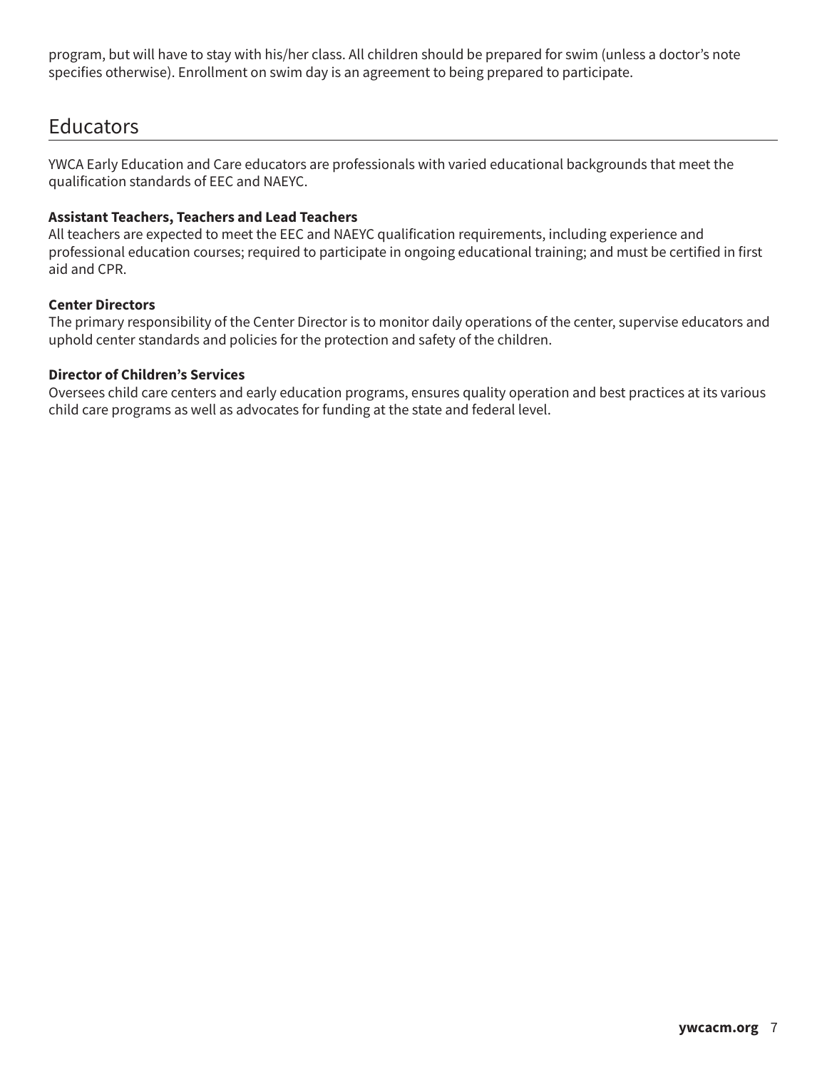program, but will have to stay with his/her class. All children should be prepared for swim (unless a doctor's note specifies otherwise). Enrollment on swim day is an agreement to being prepared to participate.

## Educators

YWCA Early Education and Care educators are professionals with varied educational backgrounds that meet the qualification standards of EEC and NAEYC.

**Assistant Teachers, Teachers and Lead Teachers**
All teachers are expected to meet the EEC and NAEYC qualification requirements, including experience and professional education courses; required to participate in ongoing educational training; and must be certified in first aid and CPR.

**Center Directors**
The primary responsibility of the Center Director is to monitor daily operations of the center, supervise educators and uphold center standards and policies for the protection and safety of the children.

**Director of Children's Services**
Oversees child care centers and early education programs, ensures quality operation and best practices at its various child care programs as well as advocates for funding at the state and federal level.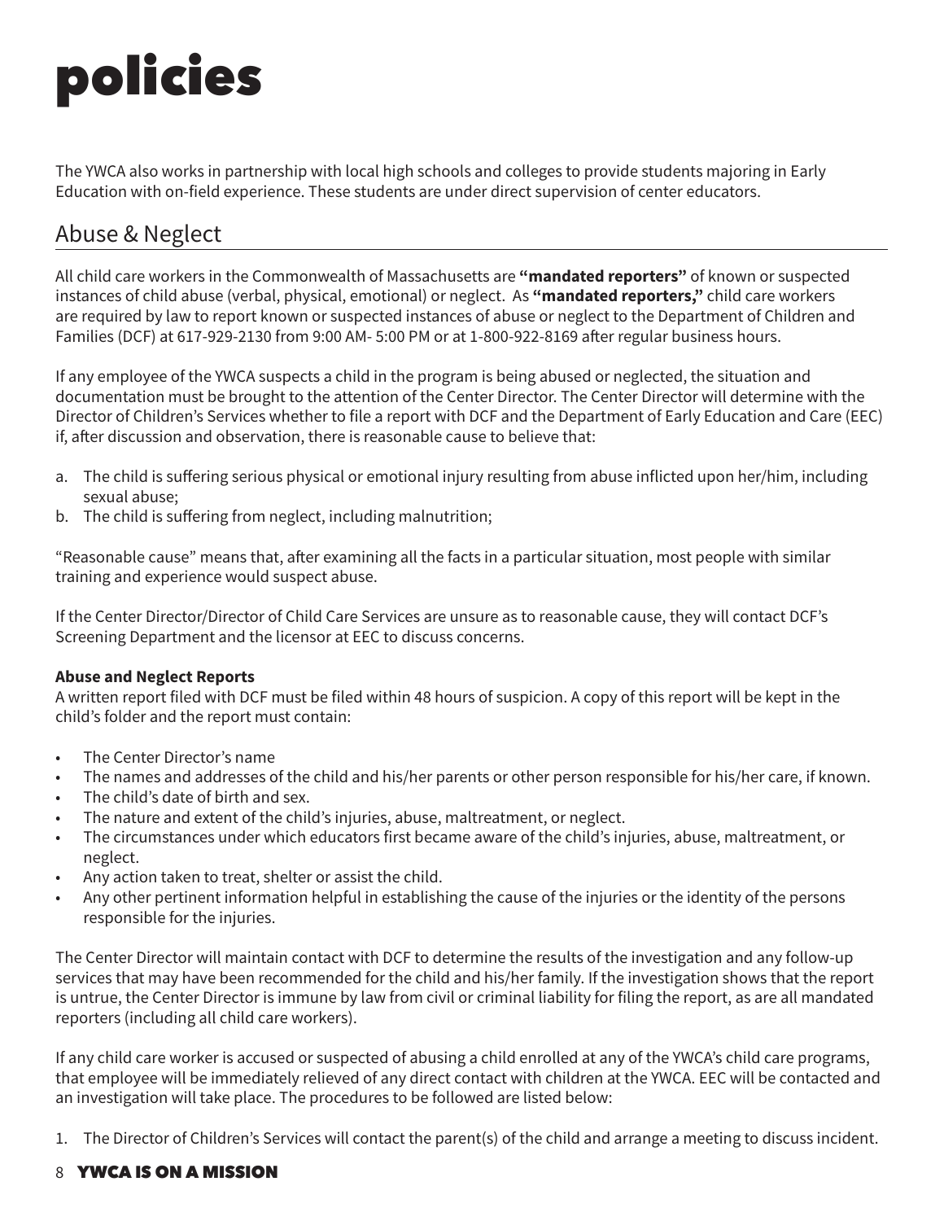# policies

The YWCA also works in partnership with local high schools and colleges to provide students majoring in Early Education with on-field experience. These students are under direct supervision of center educators.

## Abuse & Neglect

All child care workers in the Commonwealth of Massachusetts are **"mandated reporters"** of known or suspected instances of child abuse (verbal, physical, emotional) or neglect. As **"mandated reporters,"** child care workers are required by law to report known or suspected instances of abuse or neglect to the Department of Children and Families (DCF) at 617-929-2130 from 9:00 AM- 5:00 PM or at 1-800-922-8169 after regular business hours.

If any employee of the YWCA suspects a child in the program is being abused or neglected, the situation and documentation must be brought to the attention of the Center Director. The Center Director will determine with the Director of Children's Services whether to file a report with DCF and the Department of Early Education and Care (EEC) if, after discussion and observation, there is reasonable cause to believe that:

a. The child is suffering serious physical or emotional injury resulting from abuse inflicted upon her/him, including sexual abuse;
b. The child is suffering from neglect, including malnutrition;

"Reasonable cause" means that, after examining all the facts in a particular situation, most people with similar training and experience would suspect abuse.

If the Center Director/Director of Child Care Services are unsure as to reasonable cause, they will contact DCF's Screening Department and the licensor at EEC to discuss concerns.

**Abuse and Neglect Reports**

A written report filed with DCF must be filed within 48 hours of suspicion. A copy of this report will be kept in the child's folder and the report must contain:

- The Center Director's name
- The names and addresses of the child and his/her parents or other person responsible for his/her care, if known.
- The child's date of birth and sex.
- The nature and extent of the child's injuries, abuse, maltreatment, or neglect.
- The circumstances under which educators first became aware of the child's injuries, abuse, maltreatment, or neglect.
- Any action taken to treat, shelter or assist the child.
- Any other pertinent information helpful in establishing the cause of the injuries or the identity of the persons responsible for the injuries.

The Center Director will maintain contact with DCF to determine the results of the investigation and any follow-up services that may have been recommended for the child and his/her family. If the investigation shows that the report is untrue, the Center Director is immune by law from civil or criminal liability for filing the report, as are all mandated reporters (including all child care workers).

If any child care worker is accused or suspected of abusing a child enrolled at any of the YWCA's child care programs, that employee will be immediately relieved of any direct contact with children at the YWCA. EEC will be contacted and an investigation will take place. The procedures to be followed are listed below:

1. The Director of Children's Services will contact the parent(s) of the child and arrange a meeting to discuss incident.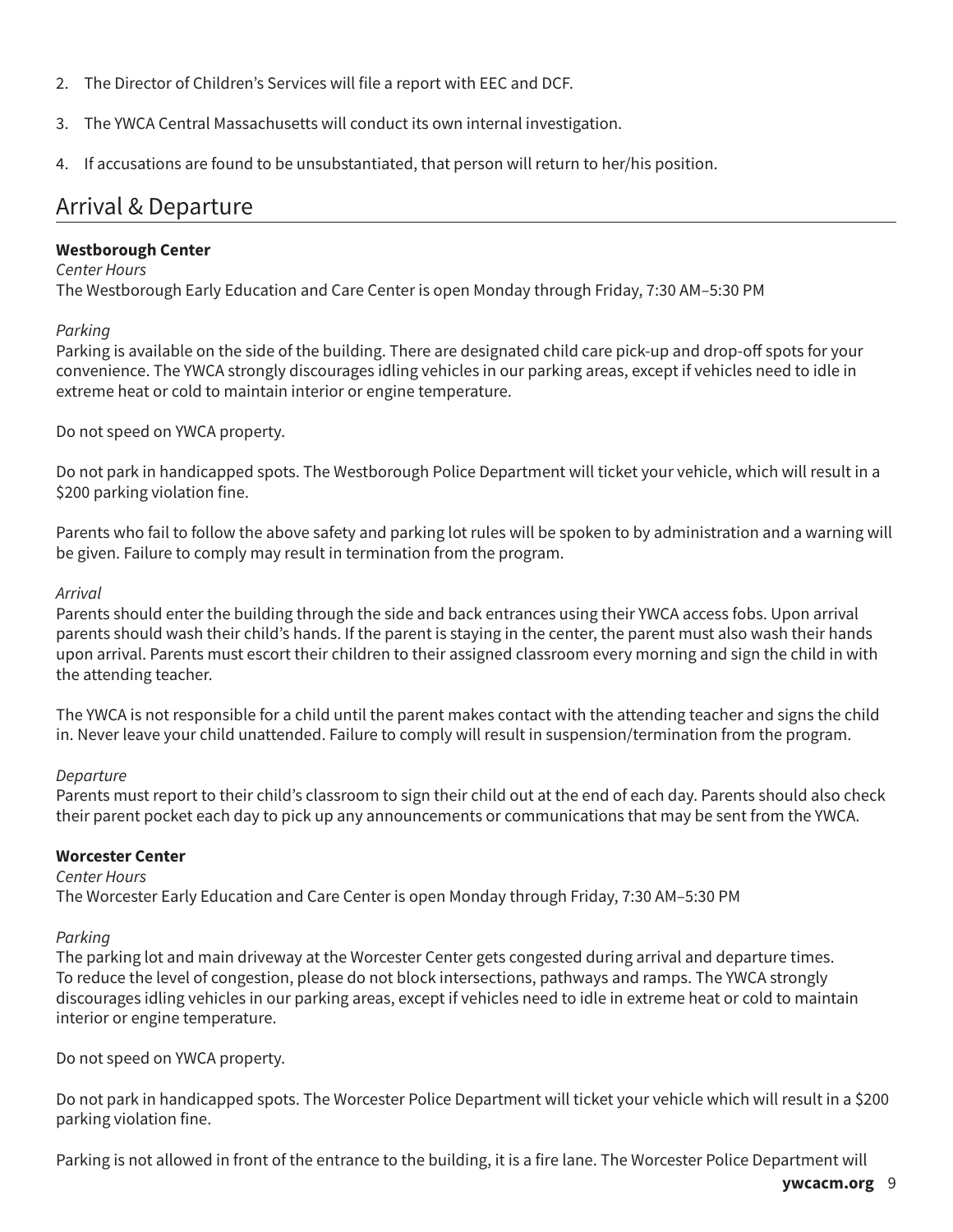2. The Director of Children's Services will file a report with EEC and DCF.
3. The YWCA Central Massachusetts will conduct its own internal investigation.
4. If accusations are found to be unsubstantiated, that person will return to her/his position.

## Arrival & Departure

**Westborough Center**

*Center Hours*

The Westborough Early Education and Care Center is open Monday through Friday, 7:30 AM–5:30 PM

*Parking*

Parking is available on the side of the building. There are designated child care pick-up and drop-off spots for your convenience. The YWCA strongly discourages idling vehicles in our parking areas, except if vehicles need to idle in extreme heat or cold to maintain interior or engine temperature.

Do not speed on YWCA property.

Do not park in handicapped spots. The Westborough Police Department will ticket your vehicle, which will result in a $200 parking violation fine.

Parents who fail to follow the above safety and parking lot rules will be spoken to by administration and a warning will be given. Failure to comply may result in termination from the program.

*Arrival*

Parents should enter the building through the side and back entrances using their YWCA access fobs. Upon arrival parents should wash their child's hands. If the parent is staying in the center, the parent must also wash their hands upon arrival. Parents must escort their children to their assigned classroom every morning and sign the child in with the attending teacher.

The YWCA is not responsible for a child until the parent makes contact with the attending teacher and signs the child in. Never leave your child unattended. Failure to comply will result in suspension/termination from the program.

*Departure*

Parents must report to their child's classroom to sign their child out at the end of each day. Parents should also check their parent pocket each day to pick up any announcements or communications that may be sent from the YWCA.

**Worcester Center**

*Center Hours*

The Worcester Early Education and Care Center is open Monday through Friday, 7:30 AM–5:30 PM

*Parking*

The parking lot and main driveway at the Worcester Center gets congested during arrival and departure times. To reduce the level of congestion, please do not block intersections, pathways and ramps. The YWCA strongly discourages idling vehicles in our parking areas, except if vehicles need to idle in extreme heat or cold to maintain interior or engine temperature.

Do not speed on YWCA property.

Do not park in handicapped spots. The Worcester Police Department will ticket your vehicle which will result in a $200 parking violation fine.

Parking is not allowed in front of the entrance to the building, it is a fire lane. The Worcester Police Department will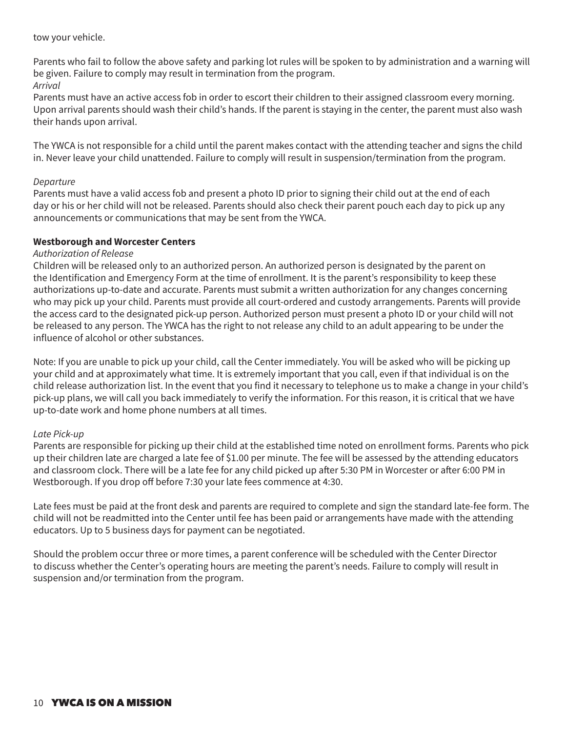tow your vehicle.

Parents who fail to follow the above safety and parking lot rules will be spoken to by administration and a warning will be given. Failure to comply may result in termination from the program.

*Arrival*

Parents must have an active access fob in order to escort their children to their assigned classroom every morning. Upon arrival parents should wash their child's hands. If the parent is staying in the center, the parent must also wash their hands upon arrival.

The YWCA is not responsible for a child until the parent makes contact with the attending teacher and signs the child in. Never leave your child unattended. Failure to comply will result in suspension/termination from the program.

*Departure*

Parents must have a valid access fob and present a photo ID prior to signing their child out at the end of each day or his or her child will not be released. Parents should also check their parent pouch each day to pick up any announcements or communications that may be sent from the YWCA.

**Westborough and Worcester Centers**

*Authorization of Release*

Children will be released only to an authorized person. An authorized person is designated by the parent on the Identification and Emergency Form at the time of enrollment. It is the parent's responsibility to keep these authorizations up-to-date and accurate. Parents must submit a written authorization for any changes concerning who may pick up your child. Parents must provide all court-ordered and custody arrangements. Parents will provide the access card to the designated pick-up person. Authorized person must present a photo ID or your child will not be released to any person. The YWCA has the right to not release any child to an adult appearing to be under the influence of alcohol or other substances.

Note: If you are unable to pick up your child, call the Center immediately. You will be asked who will be picking up your child and at approximately what time. It is extremely important that you call, even if that individual is on the child release authorization list. In the event that you find it necessary to telephone us to make a change in your child's pick-up plans, we will call you back immediately to verify the information. For this reason, it is critical that we have up-to-date work and home phone numbers at all times.

*Late Pick-up*

Parents are responsible for picking up their child at the established time noted on enrollment forms. Parents who pick up their children late are charged a late fee of $1.00 per minute. The fee will be assessed by the attending educators and classroom clock. There will be a late fee for any child picked up after 5:30 PM in Worcester or after 6:00 PM in Westborough. If you drop off before 7:30 your late fees commence at 4:30.

Late fees must be paid at the front desk and parents are required to complete and sign the standard late-fee form. The child will not be readmitted into the Center until fee has been paid or arrangements have made with the attending educators. Up to 5 business days for payment can be negotiated.

Should the problem occur three or more times, a parent conference will be scheduled with the Center Director to discuss whether the Center's operating hours are meeting the parent's needs. Failure to comply will result in suspension and/or termination from the program.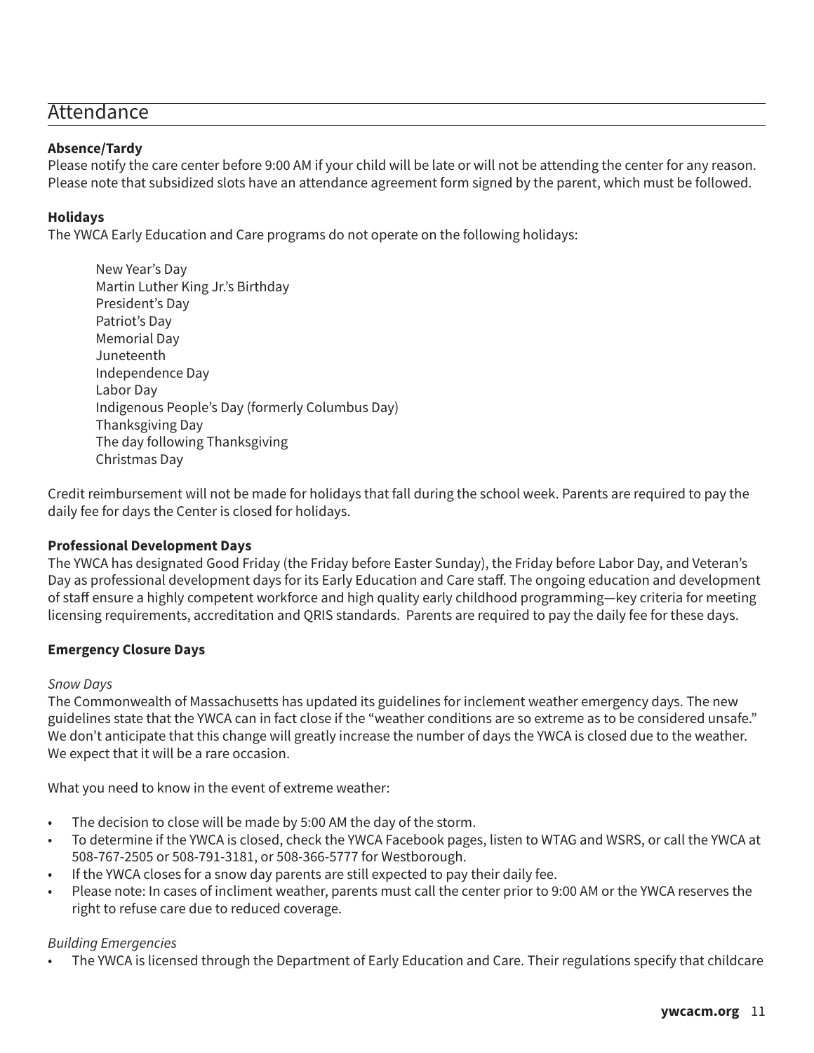# Attendance

**Absence/Tardy**

Please notify the care center before 9:00 AM if your child will be late or will not be attending the center for any reason. Please note that subsidized slots have an attendance agreement form signed by the parent, which must be followed.

**Holidays**

The YWCA Early Education and Care programs do not operate on the following holidays:

New Year's Day
Martin Luther King Jr.'s Birthday
President's Day
Patriot's Day
Memorial Day
Juneteenth
Independence Day
Labor Day
Indigenous People's Day (formerly Columbus Day)
Thanksgiving Day
The day following Thanksgiving
Christmas Day

Credit reimbursement will not be made for holidays that fall during the school week. Parents are required to pay the daily fee for days the Center is closed for holidays.

**Professional Development Days**

The YWCA has designated Good Friday (the Friday before Easter Sunday), the Friday before Labor Day, and Veteran's Day as professional development days for its Early Education and Care staff. The ongoing education and development of staff ensure a highly competent workforce and high quality early childhood programming—key criteria for meeting licensing requirements, accreditation and QRIS standards. Parents are required to pay the daily fee for these days.

**Emergency Closure Days**

*Snow Days*

The Commonwealth of Massachusetts has updated its guidelines for inclement weather emergency days. The new guidelines state that the YWCA can in fact close if the "weather conditions are so extreme as to be considered unsafe." We don't anticipate that this change will greatly increase the number of days the YWCA is closed due to the weather. We expect that it will be a rare occasion.

What you need to know in the event of extreme weather:

- The decision to close will be made by 5:00 AM the day of the storm.
- To determine if the YWCA is closed, check the YWCA Facebook pages, listen to WTAG and WSRS, or call the YWCA at 508-767-2505 or 508-791-3181, or 508-366-5777 for Westborough.
- If the YWCA closes for a snow day parents are still expected to pay their daily fee.
- Please note: In cases of incliment weather, parents must call the center prior to 9:00 AM or the YWCA reserves the right to refuse care due to reduced coverage.

*Building Emergencies*

- The YWCA is licensed through the Department of Early Education and Care. Their regulations specify that childcare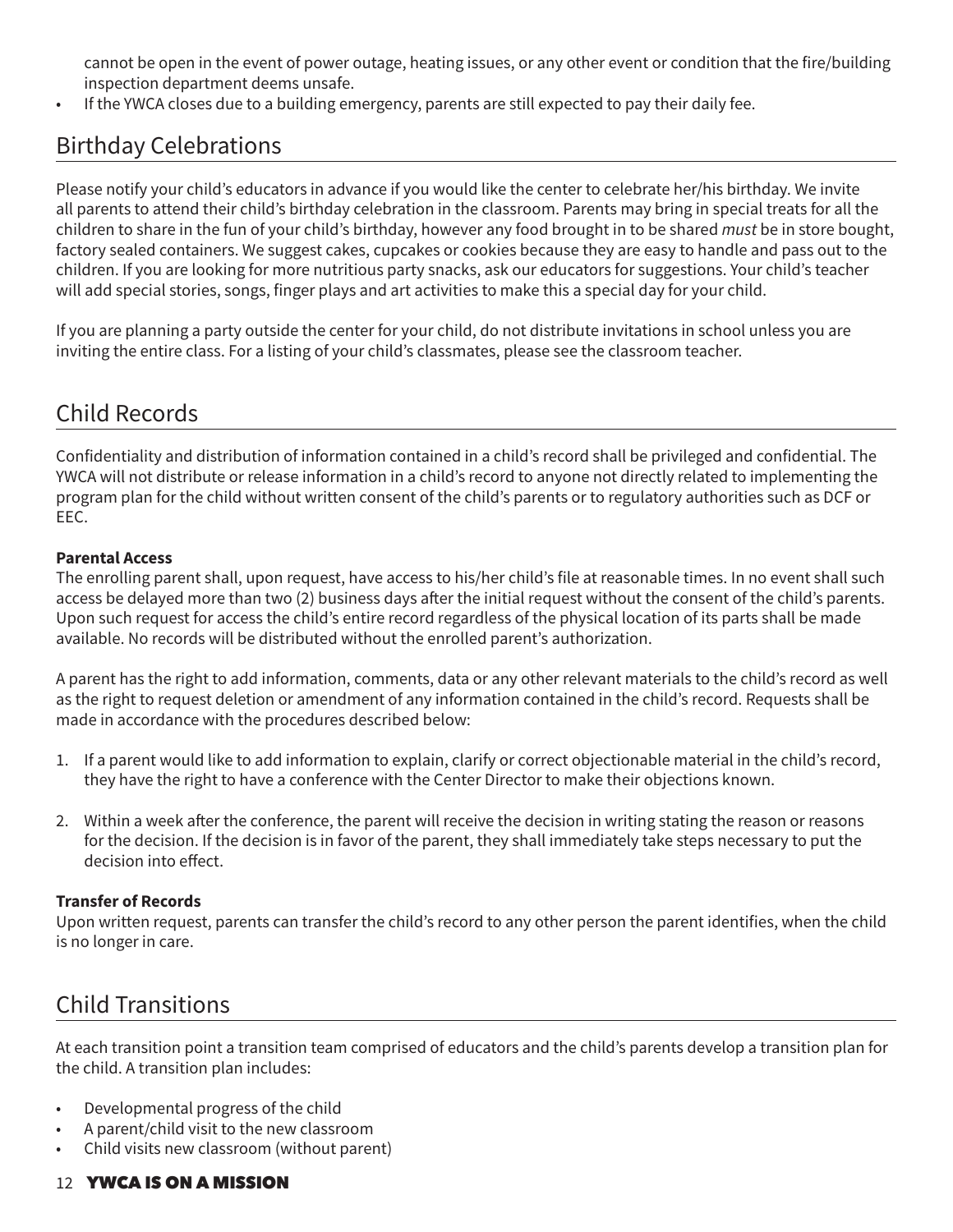cannot be open in the event of power outage, heating issues, or any other event or condition that the fire/building inspection department deems unsafe.

- If the YWCA closes due to a building emergency, parents are still expected to pay their daily fee.

## Birthday Celebrations

Please notify your child's educators in advance if you would like the center to celebrate her/his birthday. We invite all parents to attend their child's birthday celebration in the classroom. Parents may bring in special treats for all the children to share in the fun of your child's birthday, however any food brought in to be shared *must* be in store bought, factory sealed containers. We suggest cakes, cupcakes or cookies because they are easy to handle and pass out to the children. If you are looking for more nutritious party snacks, ask our educators for suggestions. Your child's teacher will add special stories, songs, finger plays and art activities to make this a special day for your child.

If you are planning a party outside the center for your child, do not distribute invitations in school unless you are inviting the entire class. For a listing of your child's classmates, please see the classroom teacher.

## Child Records

Confidentiality and distribution of information contained in a child's record shall be privileged and confidential. The YWCA will not distribute or release information in a child's record to anyone not directly related to implementing the program plan for the child without written consent of the child's parents or to regulatory authorities such as DCF or EEC.

**Parental Access**

The enrolling parent shall, upon request, have access to his/her child's file at reasonable times. In no event shall such access be delayed more than two (2) business days after the initial request without the consent of the child's parents. Upon such request for access the child's entire record regardless of the physical location of its parts shall be made available. No records will be distributed without the enrolled parent's authorization.

A parent has the right to add information, comments, data or any other relevant materials to the child's record as well as the right to request deletion or amendment of any information contained in the child's record. Requests shall be made in accordance with the procedures described below:

1. If a parent would like to add information to explain, clarify or correct objectionable material in the child's record, they have the right to have a conference with the Center Director to make their objections known.
2. Within a week after the conference, the parent will receive the decision in writing stating the reason or reasons for the decision. If the decision is in favor of the parent, they shall immediately take steps necessary to put the decision into effect.

**Transfer of Records**

Upon written request, parents can transfer the child's record to any other person the parent identifies, when the child is no longer in care.

## Child Transitions

At each transition point a transition team comprised of educators and the child's parents develop a transition plan for the child. A transition plan includes:

- Developmental progress of the child
- A parent/child visit to the new classroom
- Child visits new classroom (without parent)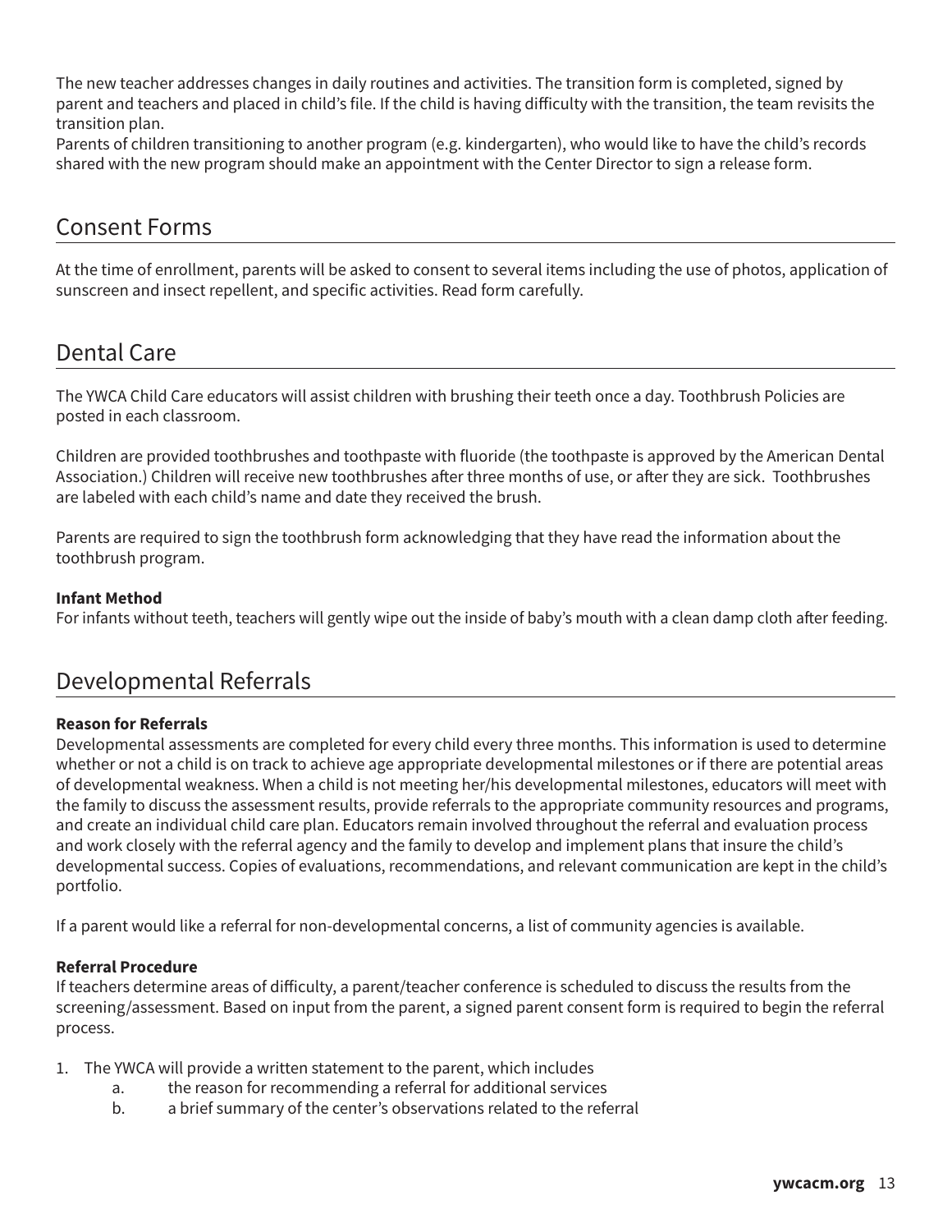The new teacher addresses changes in daily routines and activities. The transition form is completed, signed by parent and teachers and placed in child's file. If the child is having difficulty with the transition, the team revisits the transition plan.
Parents of children transitioning to another program (e.g. kindergarten), who would like to have the child's records shared with the new program should make an appointment with the Center Director to sign a release form.

## Consent Forms

At the time of enrollment, parents will be asked to consent to several items including the use of photos, application of sunscreen and insect repellent, and specific activities. Read form carefully.

## Dental Care

The YWCA Child Care educators will assist children with brushing their teeth once a day. Toothbrush Policies are posted in each classroom.

Children are provided toothbrushes and toothpaste with fluoride (the toothpaste is approved by the American Dental Association.) Children will receive new toothbrushes after three months of use, or after they are sick. Toothbrushes are labeled with each child's name and date they received the brush.

Parents are required to sign the toothbrush form acknowledging that they have read the information about the toothbrush program.

**Infant Method**
For infants without teeth, teachers will gently wipe out the inside of baby's mouth with a clean damp cloth after feeding.

## Developmental Referrals

**Reason for Referrals**
Developmental assessments are completed for every child every three months. This information is used to determine whether or not a child is on track to achieve age appropriate developmental milestones or if there are potential areas of developmental weakness. When a child is not meeting her/his developmental milestones, educators will meet with the family to discuss the assessment results, provide referrals to the appropriate community resources and programs, and create an individual child care plan. Educators remain involved throughout the referral and evaluation process and work closely with the referral agency and the family to develop and implement plans that insure the child's developmental success. Copies of evaluations, recommendations, and relevant communication are kept in the child's portfolio.

If a parent would like a referral for non-developmental concerns, a list of community agencies is available.

**Referral Procedure**
If teachers determine areas of difficulty, a parent/teacher conference is scheduled to discuss the results from the screening/assessment. Based on input from the parent, a signed parent consent form is required to begin the referral process.

1. The YWCA will provide a written statement to the parent, which includes
   a. the reason for recommending a referral for additional services
   b. a brief summary of the center's observations related to the referral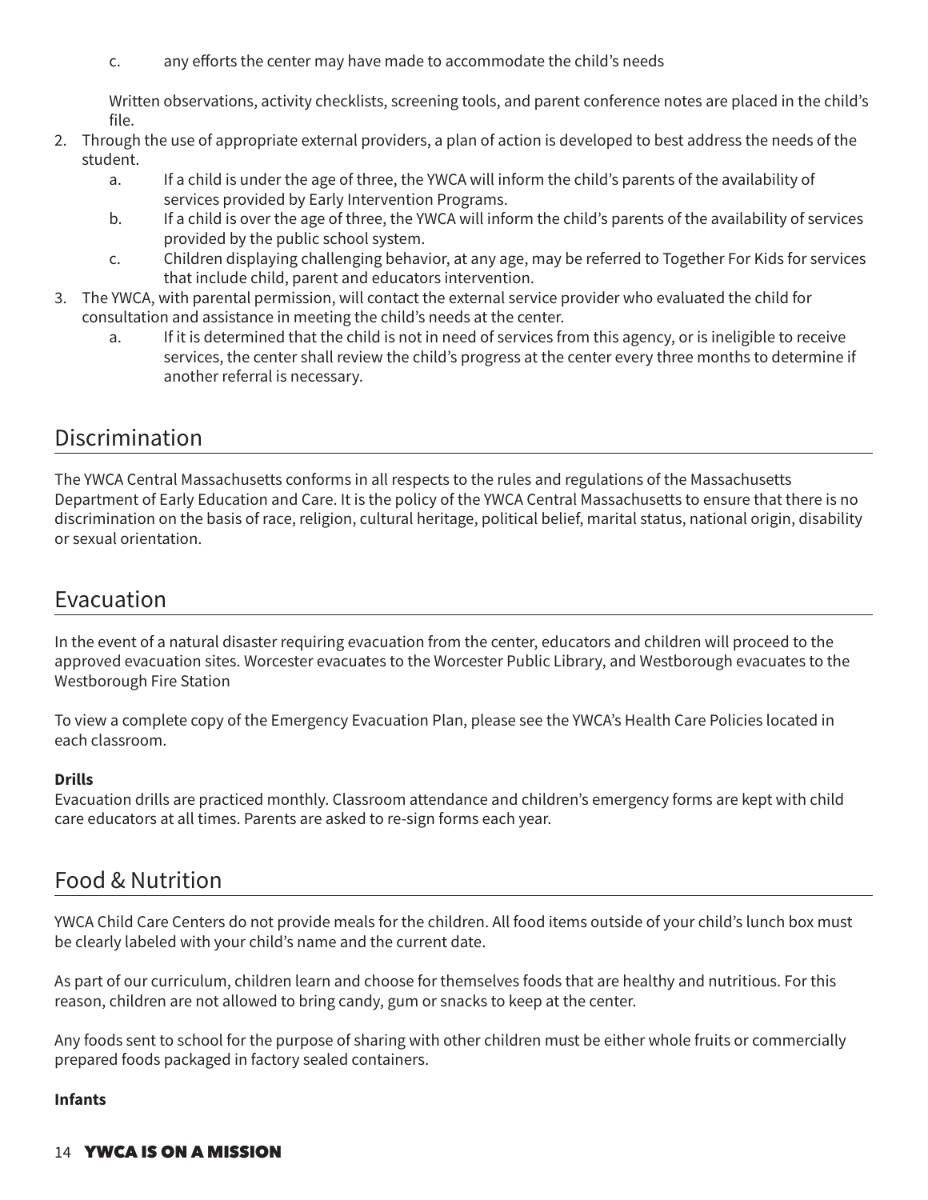c. any efforts the center may have made to accommodate the child's needs

Written observations, activity checklists, screening tools, and parent conference notes are placed in the child's file.

2. Through the use of appropriate external providers, a plan of action is developed to best address the needs of the student.
    a. If a child is under the age of three, the YWCA will inform the child's parents of the availability of services provided by Early Intervention Programs.
    b. If a child is over the age of three, the YWCA will inform the child's parents of the availability of services provided by the public school system.
    c. Children displaying challenging behavior, at any age, may be referred to Together For Kids for services that include child, parent and educators intervention.
3. The YWCA, with parental permission, will contact the external service provider who evaluated the child for consultation and assistance in meeting the child's needs at the center.
    a. If it is determined that the child is not in need of services from this agency, or is ineligible to receive services, the center shall review the child's progress at the center every three months to determine if another referral is necessary.

## Discrimination

The YWCA Central Massachusetts conforms in all respects to the rules and regulations of the Massachusetts Department of Early Education and Care. It is the policy of the YWCA Central Massachusetts to ensure that there is no discrimination on the basis of race, religion, cultural heritage, political belief, marital status, national origin, disability or sexual orientation.

## Evacuation

In the event of a natural disaster requiring evacuation from the center, educators and children will proceed to the approved evacuation sites. Worcester evacuates to the Worcester Public Library, and Westborough evacuates to the Westborough Fire Station

To view a complete copy of the Emergency Evacuation Plan, please see the YWCA's Health Care Policies located in each classroom.

**Drills**

Evacuation drills are practiced monthly. Classroom attendance and children's emergency forms are kept with child care educators at all times. Parents are asked to re-sign forms each year.

## Food & Nutrition

YWCA Child Care Centers do not provide meals for the children. All food items outside of your child's lunch box must be clearly labeled with your child's name and the current date.

As part of our curriculum, children learn and choose for themselves foods that are healthy and nutritious. For this reason, children are not allowed to bring candy, gum or snacks to keep at the center.

Any foods sent to school for the purpose of sharing with other children must be either whole fruits or commercially prepared foods packaged in factory sealed containers.

**Infants**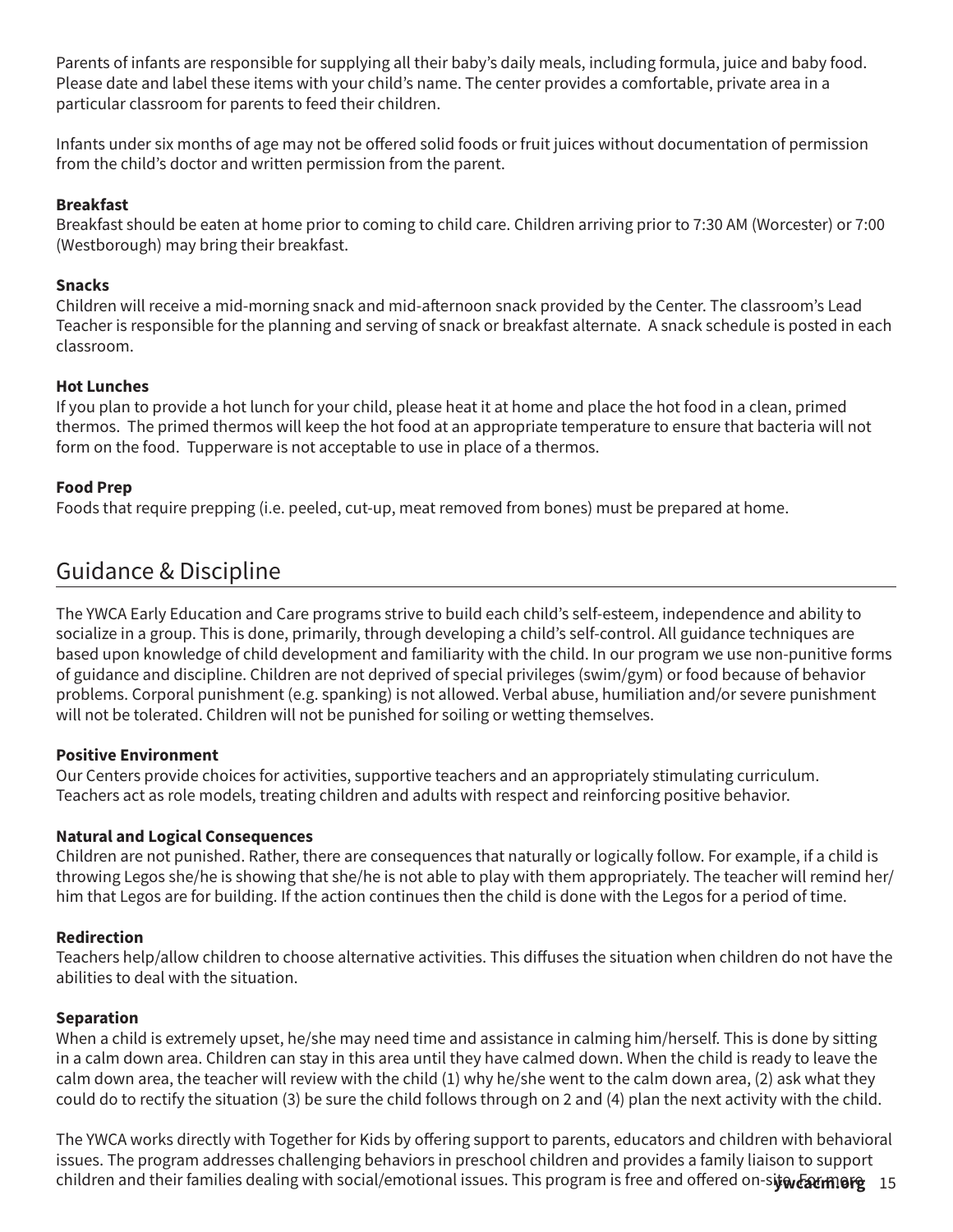Parents of infants are responsible for supplying all their baby's daily meals, including formula, juice and baby food. Please date and label these items with your child's name. The center provides a comfortable, private area in a particular classroom for parents to feed their children.

Infants under six months of age may not be offered solid foods or fruit juices without documentation of permission from the child's doctor and written permission from the parent.

**Breakfast**

Breakfast should be eaten at home prior to coming to child care. Children arriving prior to 7:30 AM (Worcester) or 7:00 (Westborough) may bring their breakfast.

**Snacks**

Children will receive a mid-morning snack and mid-afternoon snack provided by the Center. The classroom's Lead Teacher is responsible for the planning and serving of snack or breakfast alternate. A snack schedule is posted in each classroom.

**Hot Lunches**

If you plan to provide a hot lunch for your child, please heat it at home and place the hot food in a clean, primed thermos. The primed thermos will keep the hot food at an appropriate temperature to ensure that bacteria will not form on the food. Tupperware is not acceptable to use in place of a thermos.

**Food Prep**

Foods that require prepping (i.e. peeled, cut-up, meat removed from bones) must be prepared at home.

## Guidance & Discipline

The YWCA Early Education and Care programs strive to build each child's self-esteem, independence and ability to socialize in a group. This is done, primarily, through developing a child's self-control. All guidance techniques are based upon knowledge of child development and familiarity with the child. In our program we use non-punitive forms of guidance and discipline. Children are not deprived of special privileges (swim/gym) or food because of behavior problems. Corporal punishment (e.g. spanking) is not allowed. Verbal abuse, humiliation and/or severe punishment will not be tolerated. Children will not be punished for soiling or wetting themselves.

**Positive Environment**

Our Centers provide choices for activities, supportive teachers and an appropriately stimulating curriculum. Teachers act as role models, treating children and adults with respect and reinforcing positive behavior.

**Natural and Logical Consequences**

Children are not punished. Rather, there are consequences that naturally or logically follow. For example, if a child is throwing Legos she/he is showing that she/he is not able to play with them appropriately. The teacher will remind her/him that Legos are for building. If the action continues then the child is done with the Legos for a period of time.

**Redirection**

Teachers help/allow children to choose alternative activities. This diffuses the situation when children do not have the abilities to deal with the situation.

**Separation**

When a child is extremely upset, he/she may need time and assistance in calming him/herself. This is done by sitting in a calm down area. Children can stay in this area until they have calmed down. When the child is ready to leave the calm down area, the teacher will review with the child (1) why he/she went to the calm down area, (2) ask what they could do to rectify the situation (3) be sure the child follows through on 2 and (4) plan the next activity with the child.

The YWCA works directly with Together for Kids by offering support to parents, educators and children with behavioral issues. The program addresses challenging behaviors in preschool children and provides a family liaison to support children and their families dealing with social/emotional issues. This program is free and offered on-site. For more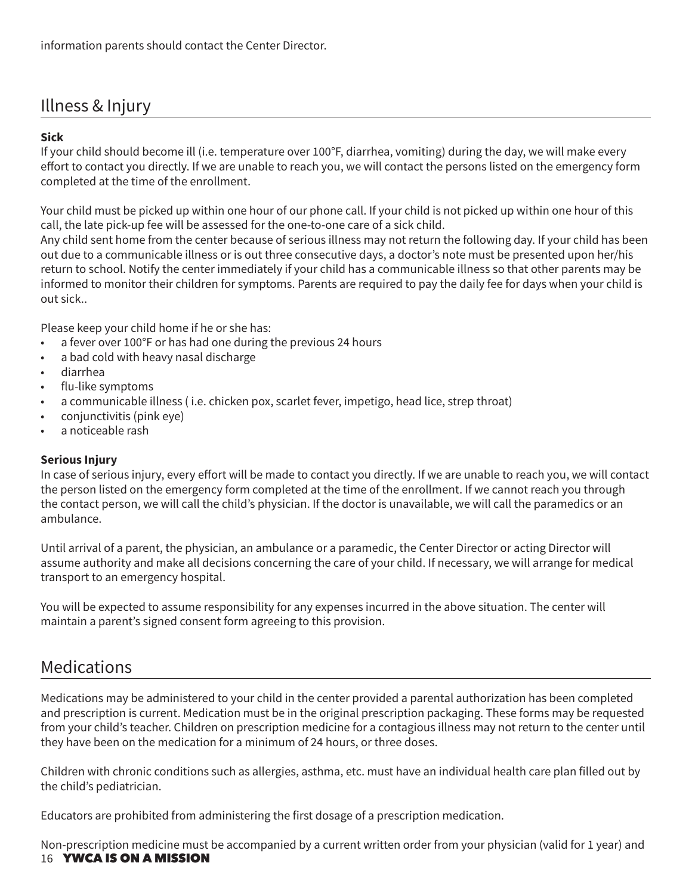information parents should contact the Center Director.

## Illness & Injury

**Sick**

If your child should become ill (i.e. temperature over 100°F, diarrhea, vomiting) during the day, we will make every effort to contact you directly. If we are unable to reach you, we will contact the persons listed on the emergency form completed at the time of the enrollment.

Your child must be picked up within one hour of our phone call. If your child is not picked up within one hour of this call, the late pick-up fee will be assessed for the one-to-one care of a sick child.
Any child sent home from the center because of serious illness may not return the following day. If your child has been out due to a communicable illness or is out three consecutive days, a doctor's note must be presented upon her/his return to school. Notify the center immediately if your child has a communicable illness so that other parents may be informed to monitor their children for symptoms. Parents are required to pay the daily fee for days when your child is out sick..

Please keep your child home if he or she has:

- a fever over 100°F or has had one during the previous 24 hours
- a bad cold with heavy nasal discharge
- diarrhea
- flu-like symptoms
- a communicable illness ( i.e. chicken pox, scarlet fever, impetigo, head lice, strep throat)
- conjunctivitis (pink eye)
- a noticeable rash

**Serious Injury**

In case of serious injury, every effort will be made to contact you directly. If we are unable to reach you, we will contact the person listed on the emergency form completed at the time of the enrollment. If we cannot reach you through the contact person, we will call the child's physician. If the doctor is unavailable, we will call the paramedics or an ambulance.

Until arrival of a parent, the physician, an ambulance or a paramedic, the Center Director or acting Director will assume authority and make all decisions concerning the care of your child. If necessary, we will arrange for medical transport to an emergency hospital.

You will be expected to assume responsibility for any expenses incurred in the above situation. The center will maintain a parent's signed consent form agreeing to this provision.

## Medications

Medications may be administered to your child in the center provided a parental authorization has been completed and prescription is current. Medication must be in the original prescription packaging. These forms may be requested from your child's teacher. Children on prescription medicine for a contagious illness may not return to the center until they have been on the medication for a minimum of 24 hours, or three doses.

Children with chronic conditions such as allergies, asthma, etc. must have an individual health care plan filled out by the child's pediatrician.

Educators are prohibited from administering the first dosage of a prescription medication.

Non-prescription medicine must be accompanied by a current written order from your physician (valid for 1 year) and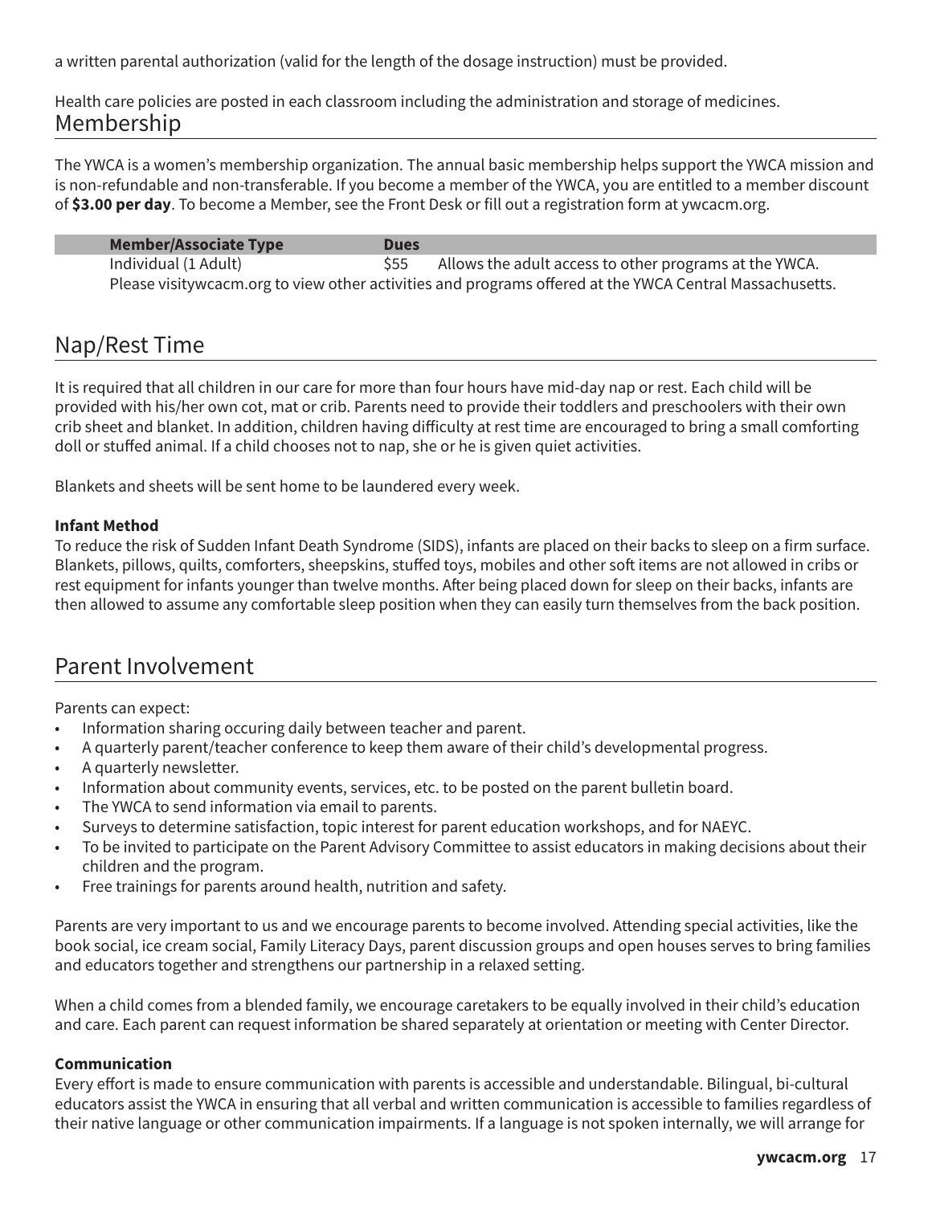a written parental authorization (valid for the length of the dosage instruction) must be provided.

Health care policies are posted in each classroom including the administration and storage of medicines.

## Membership

The YWCA is a women's membership organization. The annual basic membership helps support the YWCA mission and is non-refundable and non-transferable. If you become a member of the YWCA, you are entitled to a member discount of **$3.00 per day**. To become a Member, see the Front Desk or fill out a registration form at ywcacm.org.

| Member/Associate Type | Dues | |
|---|---|---|
| Individual (1 Adult) | $55 | Allows the adult access to other programs at the YWCA. |

Please visitywcacm.org to view other activities and programs offered at the YWCA Central Massachusetts.

## Nap/Rest Time

It is required that all children in our care for more than four hours have mid-day nap or rest. Each child will be provided with his/her own cot, mat or crib. Parents need to provide their toddlers and preschoolers with their own crib sheet and blanket. In addition, children having difficulty at rest time are encouraged to bring a small comforting doll or stuffed animal. If a child chooses not to nap, she or he is given quiet activities.

Blankets and sheets will be sent home to be laundered every week.

**Infant Method**

To reduce the risk of Sudden Infant Death Syndrome (SIDS), infants are placed on their backs to sleep on a firm surface. Blankets, pillows, quilts, comforters, sheepskins, stuffed toys, mobiles and other soft items are not allowed in cribs or rest equipment for infants younger than twelve months. After being placed down for sleep on their backs, infants are then allowed to assume any comfortable sleep position when they can easily turn themselves from the back position.

## Parent Involvement

Parents can expect:

- Information sharing occuring daily between teacher and parent.
- A quarterly parent/teacher conference to keep them aware of their child's developmental progress.
- A quarterly newsletter.
- Information about community events, services, etc. to be posted on the parent bulletin board.
- The YWCA to send information via email to parents.
- Surveys to determine satisfaction, topic interest for parent education workshops, and for NAEYC.
- To be invited to participate on the Parent Advisory Committee to assist educators in making decisions about their children and the program.
- Free trainings for parents around health, nutrition and safety.

Parents are very important to us and we encourage parents to become involved. Attending special activities, like the book social, ice cream social, Family Literacy Days, parent discussion groups and open houses serves to bring families and educators together and strengthens our partnership in a relaxed setting.

When a child comes from a blended family, we encourage caretakers to be equally involved in their child's education and care. Each parent can request information be shared separately at orientation or meeting with Center Director.

**Communication**

Every effort is made to ensure communication with parents is accessible and understandable. Bilingual, bi-cultural educators assist the YWCA in ensuring that all verbal and written communication is accessible to families regardless of their native language or other communication impairments. If a language is not spoken internally, we will arrange for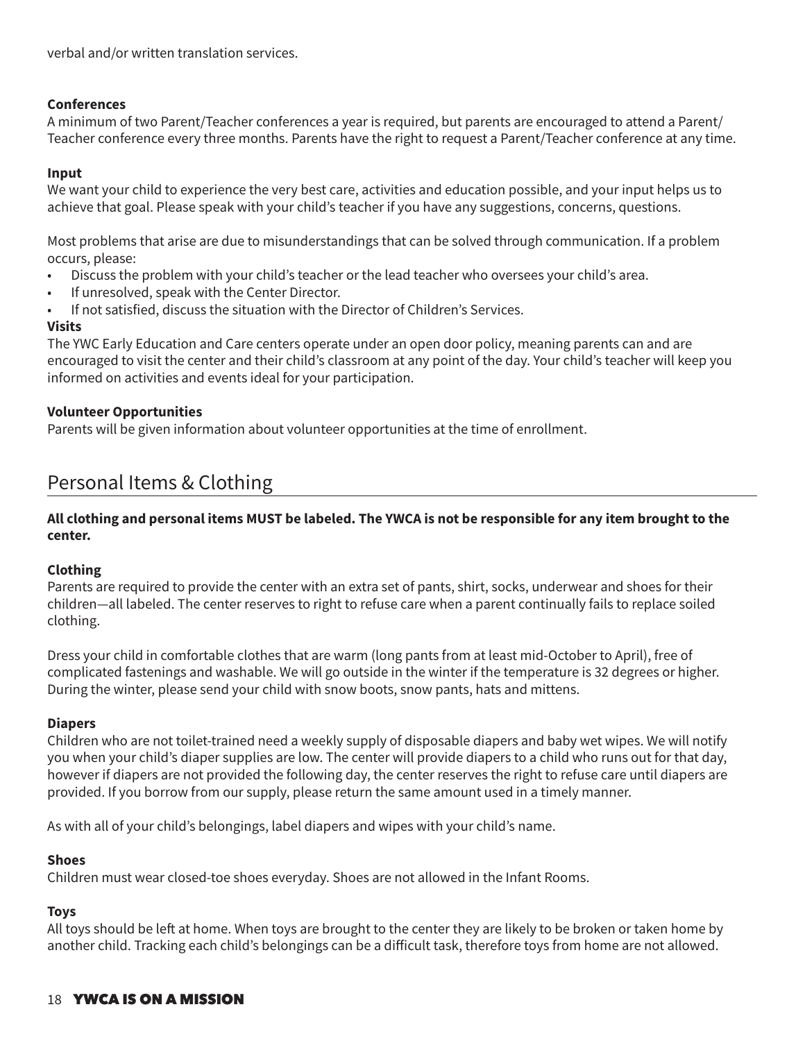verbal and/or written translation services.

### Conferences

A minimum of two Parent/Teacher conferences a year is required, but parents are encouraged to attend a Parent/Teacher conference every three months. Parents have the right to request a Parent/Teacher conference at any time.

### Input

We want your child to experience the very best care, activities and education possible, and your input helps us to achieve that goal. Please speak with your child's teacher if you have any suggestions, concerns, questions.

Most problems that arise are due to misunderstandings that can be solved through communication. If a problem occurs, please:

- Discuss the problem with your child's teacher or the lead teacher who oversees your child's area.
- If unresolved, speak with the Center Director.
- If not satisfied, discuss the situation with the Director of Children's Services.

### Visits

The YWC Early Education and Care centers operate under an open door policy, meaning parents can and are encouraged to visit the center and their child's classroom at any point of the day. Your child's teacher will keep you informed on activities and events ideal for your participation.

### Volunteer Opportunities

Parents will be given information about volunteer opportunities at the time of enrollment.

## Personal Items & Clothing

**All clothing and personal items MUST be labeled. The YWCA is not be responsible for any item brought to the center.**

### Clothing

Parents are required to provide the center with an extra set of pants, shirt, socks, underwear and shoes for their children—all labeled. The center reserves to right to refuse care when a parent continually fails to replace soiled clothing.

Dress your child in comfortable clothes that are warm (long pants from at least mid-October to April), free of complicated fastenings and washable. We will go outside in the winter if the temperature is 32 degrees or higher. During the winter, please send your child with snow boots, snow pants, hats and mittens.

### Diapers

Children who are not toilet-trained need a weekly supply of disposable diapers and baby wet wipes. We will notify you when your child's diaper supplies are low. The center will provide diapers to a child who runs out for that day, however if diapers are not provided the following day, the center reserves the right to refuse care until diapers are provided. If you borrow from our supply, please return the same amount used in a timely manner.

As with all of your child's belongings, label diapers and wipes with your child's name.

### Shoes

Children must wear closed-toe shoes everyday. Shoes are not allowed in the Infant Rooms.

### Toys

All toys should be left at home. When toys are brought to the center they are likely to be broken or taken home by another child. Tracking each child's belongings can be a difficult task, therefore toys from home are not allowed.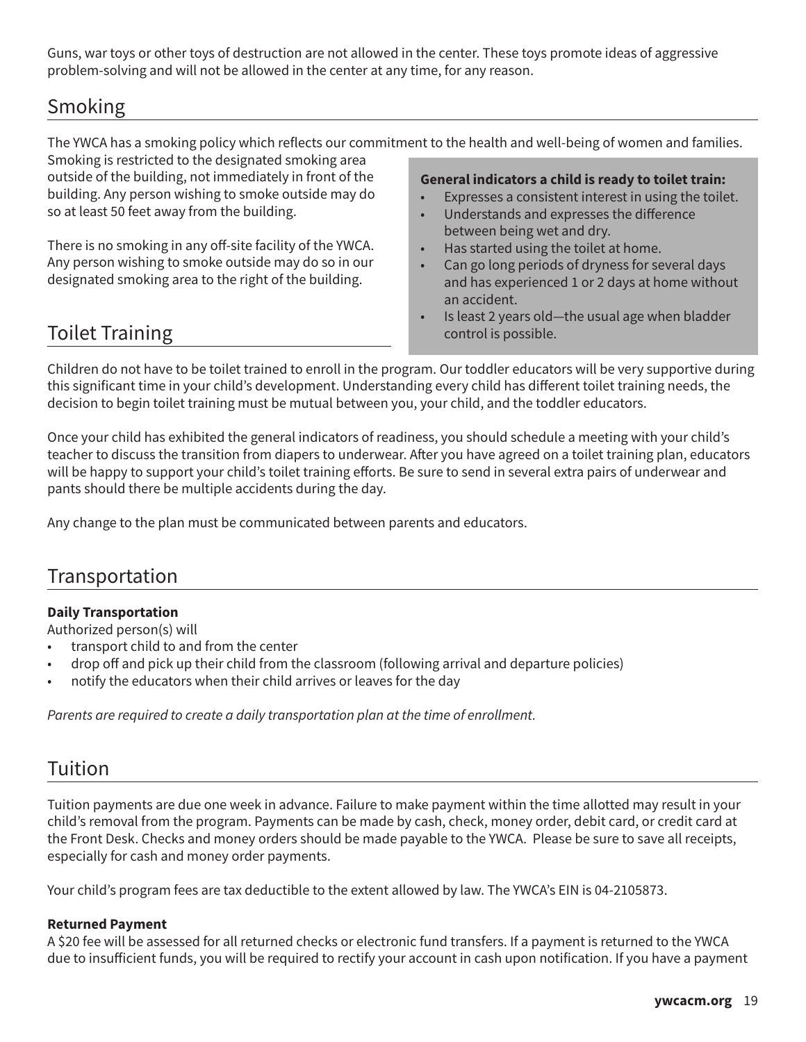Guns, war toys or other toys of destruction are not allowed in the center. These toys promote ideas of aggressive problem-solving and will not be allowed in the center at any time, for any reason.

## Smoking

The YWCA has a smoking policy which reflects our commitment to the health and well-being of women and families. Smoking is restricted to the designated smoking area outside of the building, not immediately in front of the building. Any person wishing to smoke outside may do so at least 50 feet away from the building.

There is no smoking in any off-site facility of the YWCA. Any person wishing to smoke outside may do so in our designated smoking area to the right of the building.

## Toilet Training

**General indicators a child is ready to toilet train:**

- Expresses a consistent interest in using the toilet.
- Understands and expresses the difference between being wet and dry.
- Has started using the toilet at home.
- Can go long periods of dryness for several days and has experienced 1 or 2 days at home without an accident.
- Is least 2 years old—the usual age when bladder control is possible.

Children do not have to be toilet trained to enroll in the program. Our toddler educators will be very supportive during this significant time in your child's development. Understanding every child has different toilet training needs, the decision to begin toilet training must be mutual between you, your child, and the toddler educators.

Once your child has exhibited the general indicators of readiness, you should schedule a meeting with your child's teacher to discuss the transition from diapers to underwear. After you have agreed on a toilet training plan, educators will be happy to support your child's toilet training efforts. Be sure to send in several extra pairs of underwear and pants should there be multiple accidents during the day.

Any change to the plan must be communicated between parents and educators.

## Transportation

**Daily Transportation**

Authorized person(s) will

- transport child to and from the center
- drop off and pick up their child from the classroom (following arrival and departure policies)
- notify the educators when their child arrives or leaves for the day

*Parents are required to create a daily transportation plan at the time of enrollment.*

## Tuition

Tuition payments are due one week in advance. Failure to make payment within the time allotted may result in your child's removal from the program. Payments can be made by cash, check, money order, debit card, or credit card at the Front Desk. Checks and money orders should be made payable to the YWCA. Please be sure to save all receipts, especially for cash and money order payments.

Your child's program fees are tax deductible to the extent allowed by law. The YWCA's EIN is 04-2105873.

**Returned Payment**

A $20 fee will be assessed for all returned checks or electronic fund transfers. If a payment is returned to the YWCA due to insufficient funds, you will be required to rectify your account in cash upon notification. If you have a payment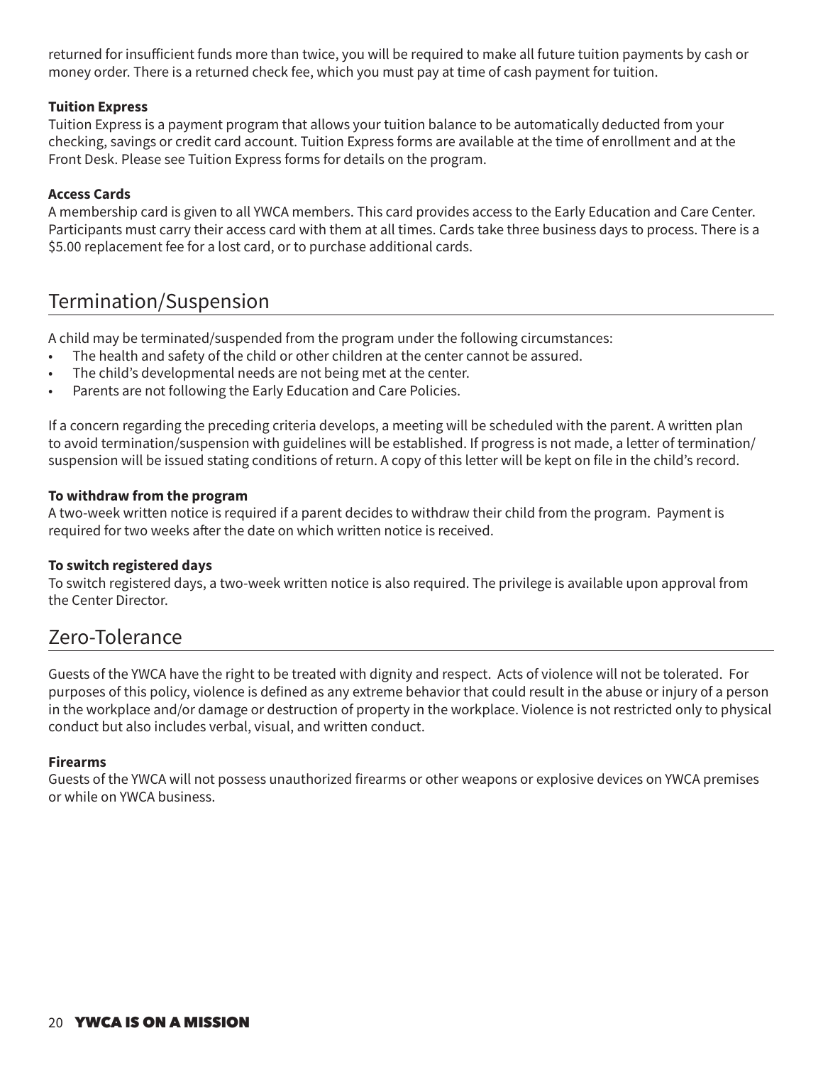returned for insufficient funds more than twice, you will be required to make all future tuition payments by cash or money order. There is a returned check fee, which you must pay at time of cash payment for tuition.

**Tuition Express**

Tuition Express is a payment program that allows your tuition balance to be automatically deducted from your checking, savings or credit card account. Tuition Express forms are available at the time of enrollment and at the Front Desk. Please see Tuition Express forms for details on the program.

**Access Cards**

A membership card is given to all YWCA members. This card provides access to the Early Education and Care Center. Participants must carry their access card with them at all times. Cards take three business days to process. There is a $5.00 replacement fee for a lost card, or to purchase additional cards.

## Termination/Suspension

A child may be terminated/suspended from the program under the following circumstances:

- The health and safety of the child or other children at the center cannot be assured.
- The child's developmental needs are not being met at the center.
- Parents are not following the Early Education and Care Policies.

If a concern regarding the preceding criteria develops, a meeting will be scheduled with the parent. A written plan to avoid termination/suspension with guidelines will be established. If progress is not made, a letter of termination/suspension will be issued stating conditions of return. A copy of this letter will be kept on file in the child's record.

**To withdraw from the program**

A two-week written notice is required if a parent decides to withdraw their child from the program. Payment is required for two weeks after the date on which written notice is received.

**To switch registered days**

To switch registered days, a two-week written notice is also required. The privilege is available upon approval from the Center Director.

## Zero-Tolerance

Guests of the YWCA have the right to be treated with dignity and respect. Acts of violence will not be tolerated. For purposes of this policy, violence is defined as any extreme behavior that could result in the abuse or injury of a person in the workplace and/or damage or destruction of property in the workplace. Violence is not restricted only to physical conduct but also includes verbal, visual, and written conduct.

**Firearms**

Guests of the YWCA will not possess unauthorized firearms or other weapons or explosive devices on YWCA premises or while on YWCA business.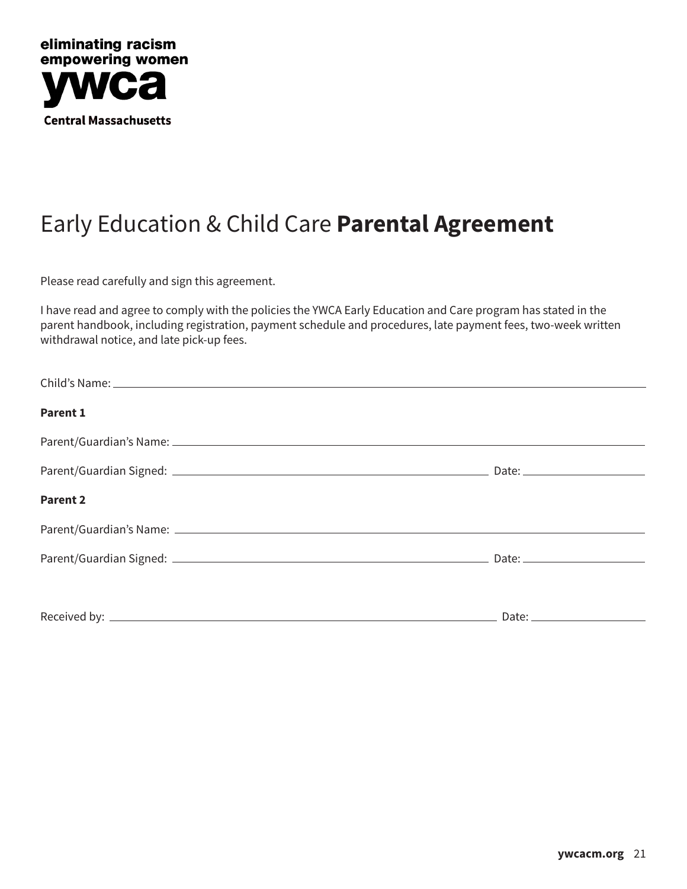eliminating racism
empowering women
**ywca**
**Central Massachusetts**

# Early Education & Child Care **Parental Agreement**

Please read carefully and sign this agreement.

I have read and agree to comply with the policies the YWCA Early Education and Care program has stated in the parent handbook, including registration, payment schedule and procedures, late payment fees, two-week written withdrawal notice, and late pick-up fees.

Child's Name: ______________________________________________

**Parent 1**

Parent/Guardian's Name: ______________________________________________

Parent/Guardian Signed: ______________________________ Date: ______________

**Parent 2**

Parent/Guardian's Name: ______________________________________________

Parent/Guardian Signed: ______________________________ Date: ______________

Received by: ______________________________ Date: ______________

**ywcacm.org**